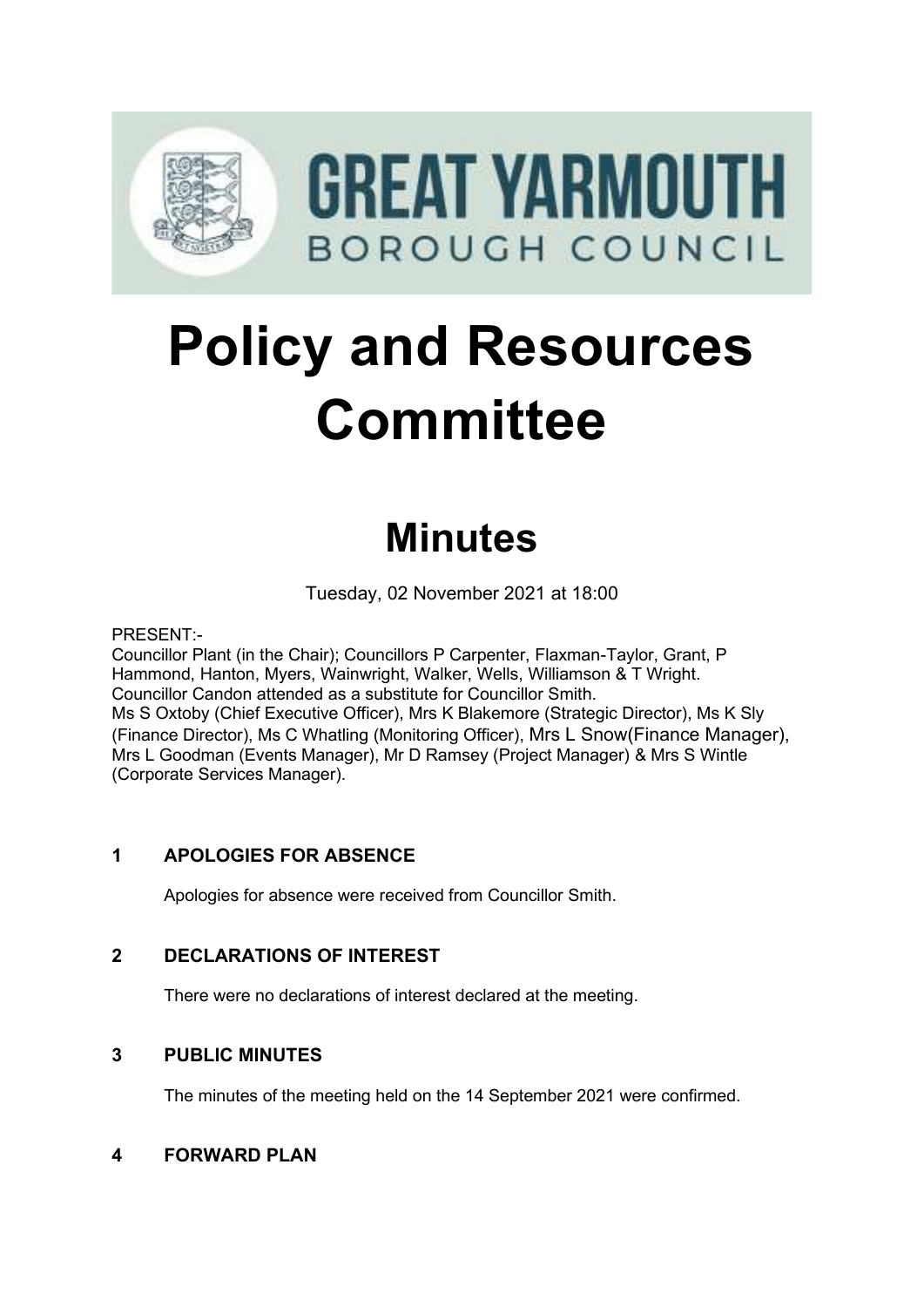GREAT YARMOUTH

BOROUGH COUNCIL

# Policy and Resources Committee

## Minutes

Tuesday, 02 November 2021 at 18:00

PRESENT:-

Councillor Plant (in the Chair); Councillors P Carpenter, Flaxman-Taylor, Grant, P Hammond, Hanton, Myers, Wainwright, Walker, Wells, Williamson & T Wright.

Councillor Candon attended as a substitute for Councillor Smith.

Ms S Oxtoby (Chief Executive Officer), Mrs K Blakemore (Strategic Director), Ms K Sly (Finance Director), Ms C Whatling (Monitoring Officer), Mrs L Snow(Finance Manager), Mrs L Goodman (Events Manager), Mr D Ramsey (Project Manager) & Mrs S Wintle (Corporate Services Manager).

### 1 APOLOGIES FOR ABSENCE

Apologies for absence were received from Councillor Smith.

### 2 DECLARATIONS OF INTEREST

There were no declarations of interest declared at the meeting.

### 3 PUBLIC MINUTES

The minutes of the meeting held on the 14 September 2021 were confirmed.

### 4 FORWARD PLAN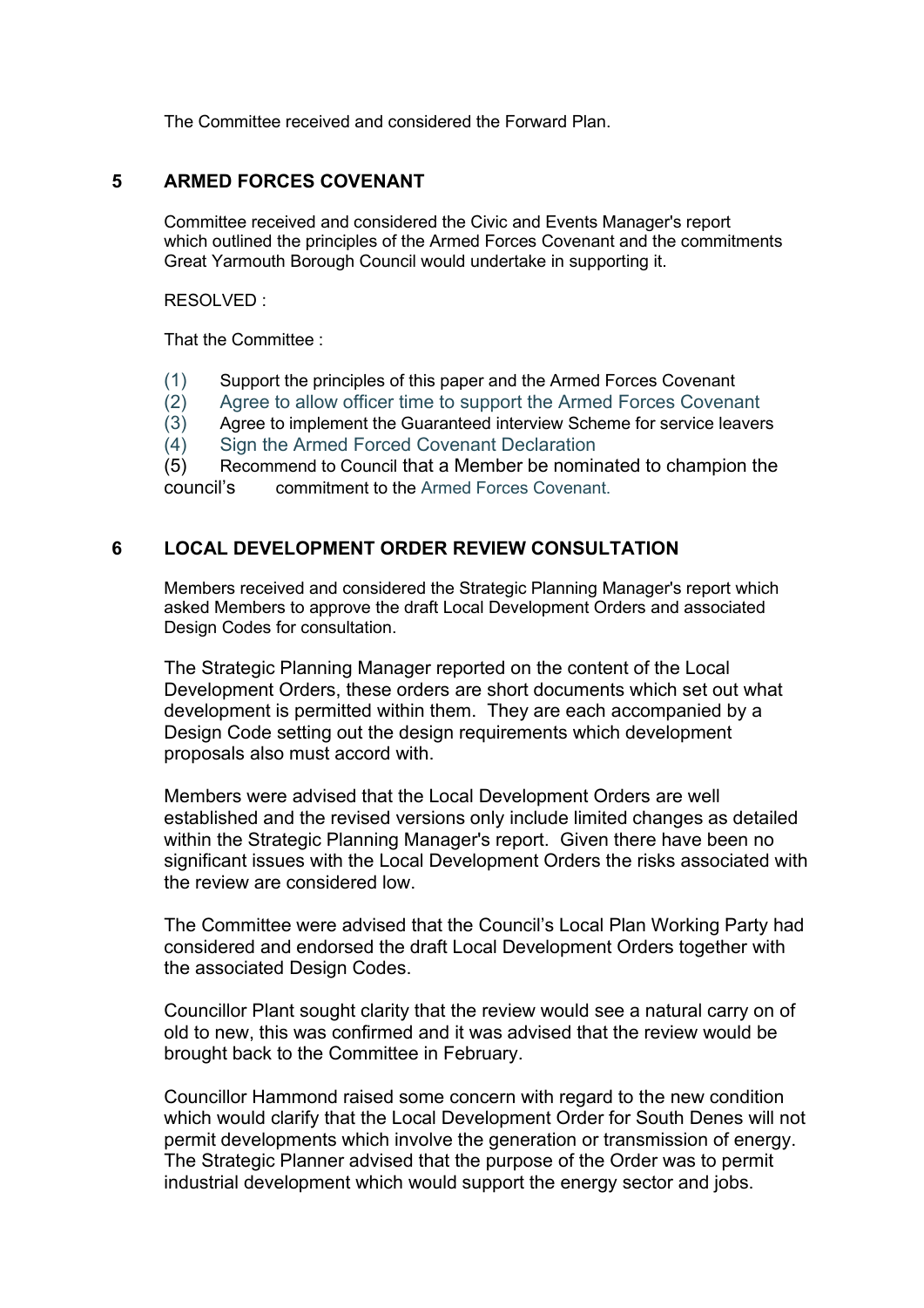The Committee received and considered the Forward Plan.

## 5 ARMED FORCES COVENANT

Committee received and considered the Civic and Events Manager's report which outlined the principles of the Armed Forces Covenant and the commitments Great Yarmouth Borough Council would undertake in supporting it.

RESOLVED :

That the Committee :

(1) Support the principles of this paper and the Armed Forces Covenant
(2) Agree to allow officer time to support the Armed Forces Covenant
(3) Agree to implement the Guaranteed interview Scheme for service leavers
(4) Sign the Armed Forced Covenant Declaration
(5) Recommend to Council that a Member be nominated to champion the council's commitment to the Armed Forces Covenant.

## 6 LOCAL DEVELOPMENT ORDER REVIEW CONSULTATION

Members received and considered the Strategic Planning Manager's report which asked Members to approve the draft Local Development Orders and associated Design Codes for consultation.

The Strategic Planning Manager reported on the content of the Local Development Orders, these orders are short documents which set out what development is permitted within them. They are each accompanied by a Design Code setting out the design requirements which development proposals also must accord with.

Members were advised that the Local Development Orders are well established and the revised versions only include limited changes as detailed within the Strategic Planning Manager's report. Given there have been no significant issues with the Local Development Orders the risks associated with the review are considered low.

The Committee were advised that the Council's Local Plan Working Party had considered and endorsed the draft Local Development Orders together with the associated Design Codes.

Councillor Plant sought clarity that the review would see a natural carry on of old to new, this was confirmed and it was advised that the review would be brought back to the Committee in February.

Councillor Hammond raised some concern with regard to the new condition which would clarify that the Local Development Order for South Denes will not permit developments which involve the generation or transmission of energy. The Strategic Planner advised that the purpose of the Order was to permit industrial development which would support the energy sector and jobs.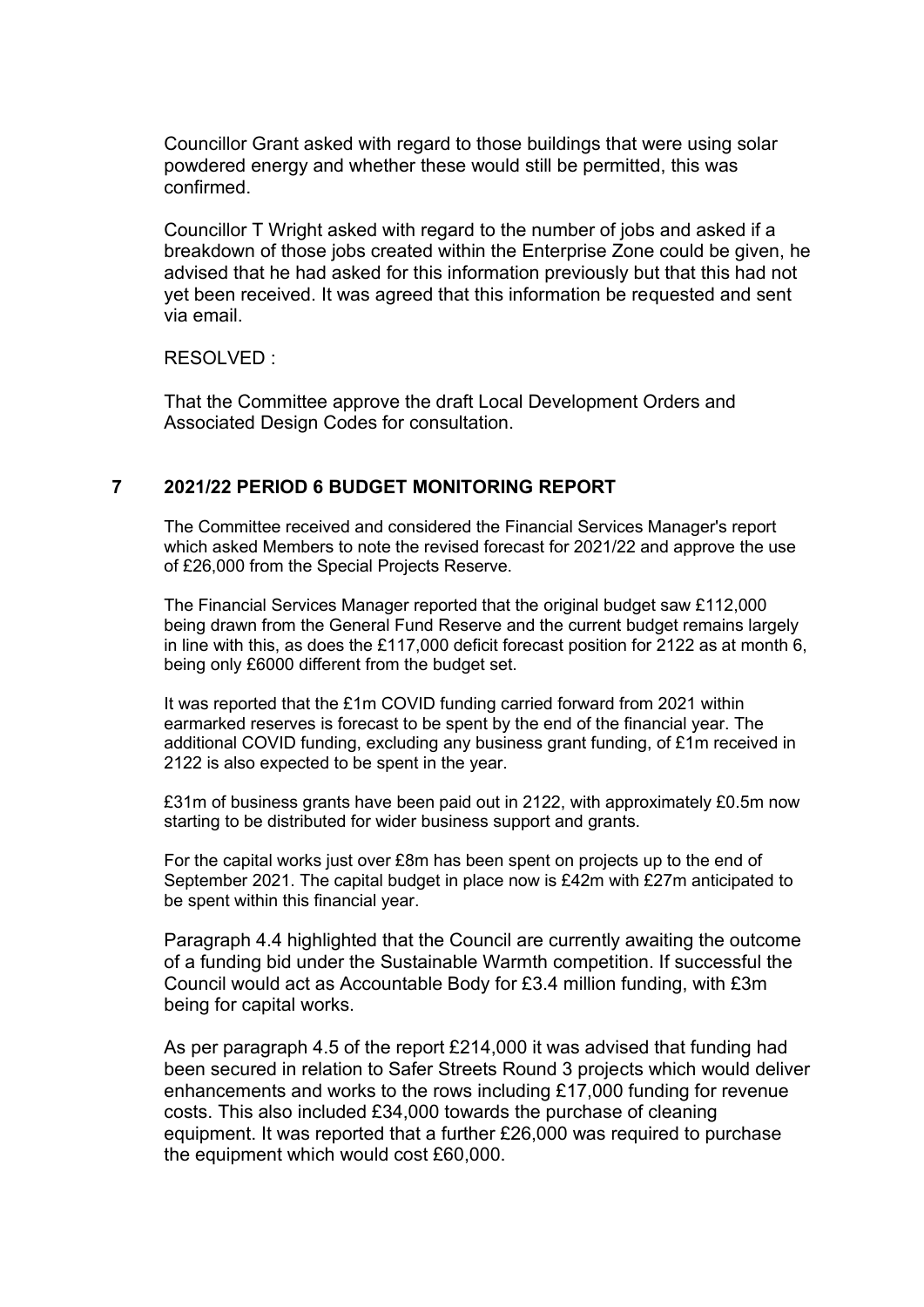Councillor Grant asked with regard to those buildings that were using solar powdered energy and whether these would still be permitted, this was confirmed.

Councillor T Wright asked with regard to the number of jobs and asked if a breakdown of those jobs created within the Enterprise Zone could be given, he advised that he had asked for this information previously but that this had not yet been received. It was agreed that this information be requested and sent via email.

RESOLVED :

That the Committee approve the draft Local Development Orders and Associated Design Codes for consultation.

## 7 2021/22 PERIOD 6 BUDGET MONITORING REPORT

The Committee received and considered the Financial Services Manager's report which asked Members to note the revised forecast for 2021/22 and approve the use of £26,000 from the Special Projects Reserve.

The Financial Services Manager reported that the original budget saw £112,000 being drawn from the General Fund Reserve and the current budget remains largely in line with this, as does the £117,000 deficit forecast position for 2122 as at month 6, being only £6000 different from the budget set.

It was reported that the £1m COVID funding carried forward from 2021 within earmarked reserves is forecast to be spent by the end of the financial year. The additional COVID funding, excluding any business grant funding, of £1m received in 2122 is also expected to be spent in the year.

£31m of business grants have been paid out in 2122, with approximately £0.5m now starting to be distributed for wider business support and grants.

For the capital works just over £8m has been spent on projects up to the end of September 2021. The capital budget in place now is £42m with £27m anticipated to be spent within this financial year.

Paragraph 4.4 highlighted that the Council are currently awaiting the outcome of a funding bid under the Sustainable Warmth competition. If successful the Council would act as Accountable Body for £3.4 million funding, with £3m being for capital works.

As per paragraph 4.5 of the report £214,000 it was advised that funding had been secured in relation to Safer Streets Round 3 projects which would deliver enhancements and works to the rows including £17,000 funding for revenue costs. This also included £34,000 towards the purchase of cleaning equipment. It was reported that a further £26,000 was required to purchase the equipment which would cost £60,000.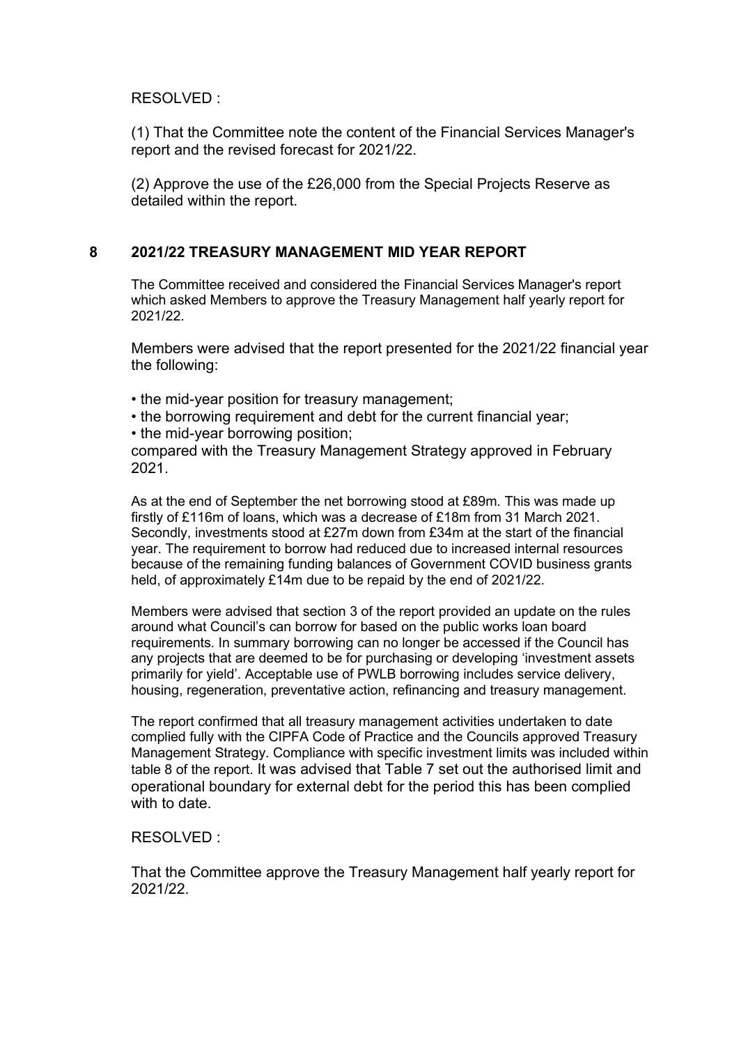RESOLVED :

(1) That the Committee note the content of the Financial Services Manager's report and the revised forecast for 2021/22.

(2) Approve the use of the £26,000 from the Special Projects Reserve as detailed within the report.

## 8 2021/22 TREASURY MANAGEMENT MID YEAR REPORT

The Committee received and considered the Financial Services Manager's report which asked Members to approve the Treasury Management half yearly report for 2021/22.

Members were advised that the report presented for the 2021/22 financial year the following:

- the mid-year position for treasury management;
- the borrowing requirement and debt for the current financial year;
- the mid-year borrowing position;

compared with the Treasury Management Strategy approved in February 2021.

As at the end of September the net borrowing stood at £89m. This was made up firstly of £116m of loans, which was a decrease of £18m from 31 March 2021. Secondly, investments stood at £27m down from £34m at the start of the financial year. The requirement to borrow had reduced due to increased internal resources because of the remaining funding balances of Government COVID business grants held, of approximately £14m due to be repaid by the end of 2021/22.

Members were advised that section 3 of the report provided an update on the rules around what Council's can borrow for based on the public works loan board requirements. In summary borrowing can no longer be accessed if the Council has any projects that are deemed to be for purchasing or developing 'investment assets primarily for yield'. Acceptable use of PWLB borrowing includes service delivery, housing, regeneration, preventative action, refinancing and treasury management.

The report confirmed that all treasury management activities undertaken to date complied fully with the CIPFA Code of Practice and the Councils approved Treasury Management Strategy. Compliance with specific investment limits was included within table 8 of the report. It was advised that Table 7 set out the authorised limit and operational boundary for external debt for the period this has been complied with to date.

RESOLVED :

That the Committee approve the Treasury Management half yearly report for 2021/22.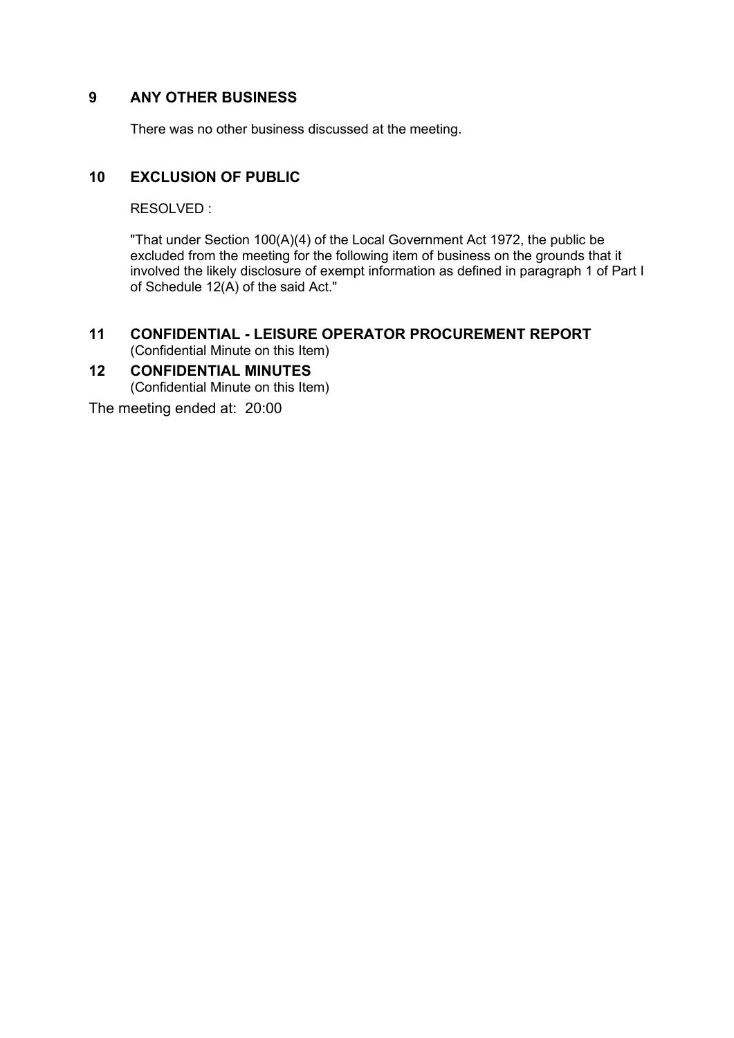## 9 ANY OTHER BUSINESS

There was no other business discussed at the meeting.

## 10 EXCLUSION OF PUBLIC

RESOLVED :

"That under Section 100(A)(4) of the Local Government Act 1972, the public be excluded from the meeting for the following item of business on the grounds that it involved the likely disclosure of exempt information as defined in paragraph 1 of Part I of Schedule 12(A) of the said Act."

## 11 CONFIDENTIAL - LEISURE OPERATOR PROCUREMENT REPORT

(Confidential Minute on this Item)

## 12 CONFIDENTIAL MINUTES

(Confidential Minute on this Item)

The meeting ended at: 20:00